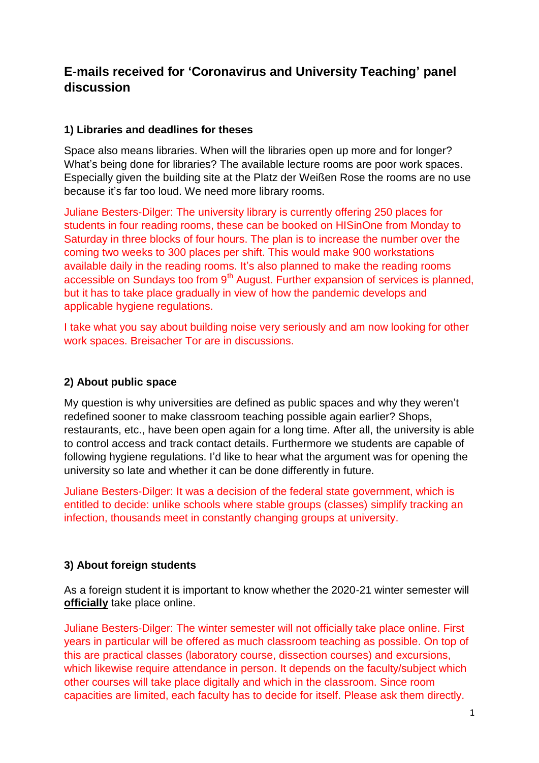# E-mails received for 'Coronavirus and University Teaching' panel discussion

## 1) Libraries and deadlines for theses

Space also means libraries. When will the libraries open up more and for longer? What's being done for libraries? The available lecture rooms are poor work spaces. Especially given the building site at the Platz der Weißen Rose the rooms are no use because it's far too loud. We need more library rooms.

Juliane Besters-Dilger: The university library is currently offering 250 places for students in four reading rooms, these can be booked on HISinOne from Monday to Saturday in three blocks of four hours. The plan is to increase the number over the coming two weeks to 300 places per shift. This would make 900 workstations available daily in the reading rooms. It's also planned to make the reading rooms accessible on Sundays too from 9th August. Further expansion of services is planned, but it has to take place gradually in view of how the pandemic develops and applicable hygiene regulations.

I take what you say about building noise very seriously and am now looking for other work spaces. Breisacher Tor are in discussions.

## 2) About public space

My question is why universities are defined as public spaces and why they weren't redefined sooner to make classroom teaching possible again earlier? Shops, restaurants, etc., have been open again for a long time. After all, the university is able to control access and track contact details. Furthermore we students are capable of following hygiene regulations. I'd like to hear what the argument was for opening the university so late and whether it can be done differently in future.

Juliane Besters-Dilger: It was a decision of the federal state government, which is entitled to decide: unlike schools where stable groups (classes) simplify tracking an infection, thousands meet in constantly changing groups at university.

## 3) About foreign students

As a foreign student it is important to know whether the 2020-21 winter semester will **officially** take place online.

Juliane Besters-Dilger: The winter semester will not officially take place online. First years in particular will be offered as much classroom teaching as possible. On top of this are practical classes (laboratory course, dissection courses) and excursions, which likewise require attendance in person. It depends on the faculty/subject which other courses will take place digitally and which in the classroom. Since room capacities are limited, each faculty has to decide for itself. Please ask them directly.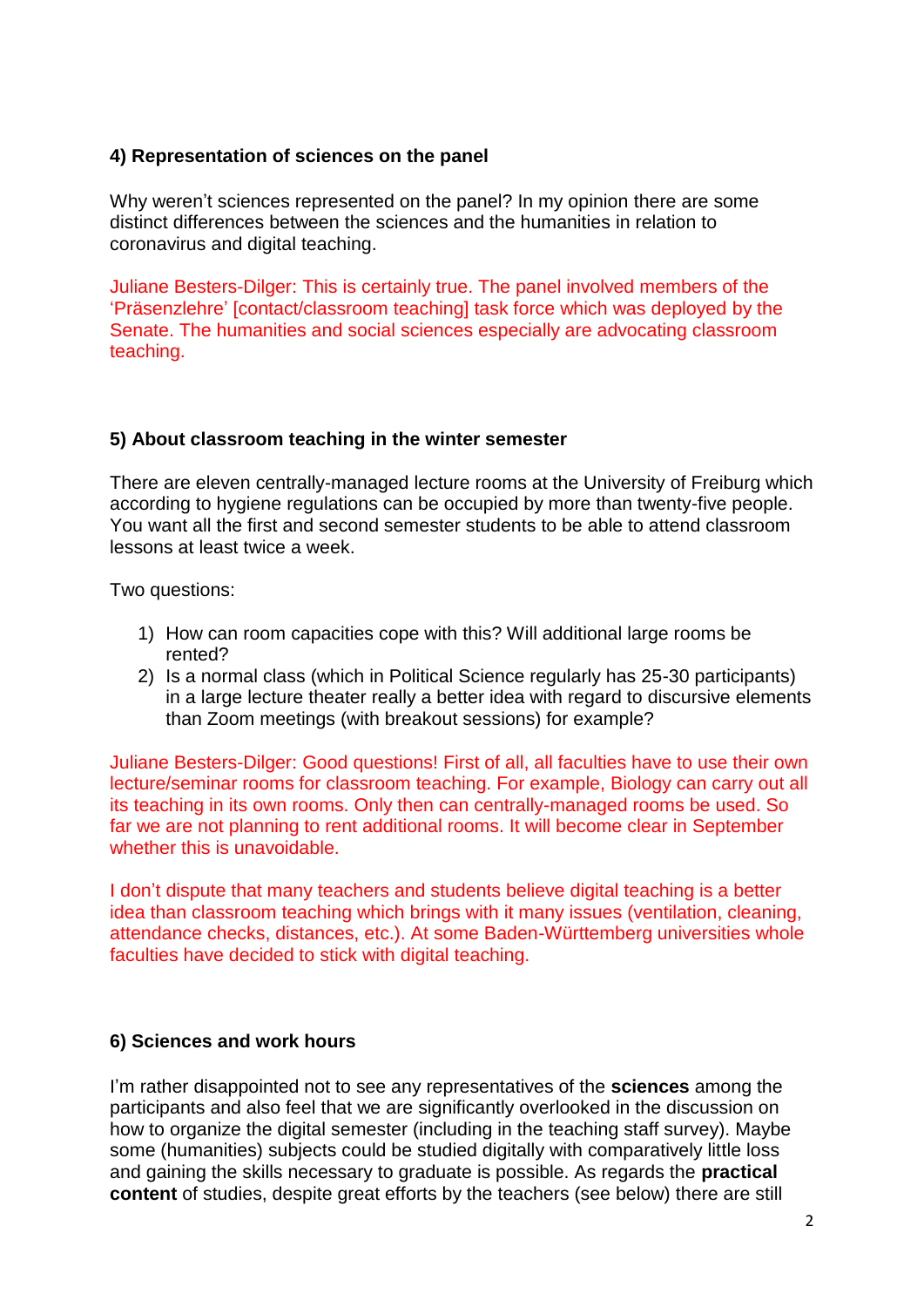### 4) Representation of sciences on the panel

Why weren't sciences represented on the panel? In my opinion there are some distinct differences between the sciences and the humanities in relation to coronavirus and digital teaching.

Juliane Besters-Dilger: This is certainly true. The panel involved members of the 'Präsenzlehre' [contact/classroom teaching] task force which was deployed by the Senate. The humanities and social sciences especially are advocating classroom teaching.

### 5) About classroom teaching in the winter semester

There are eleven centrally-managed lecture rooms at the University of Freiburg which according to hygiene regulations can be occupied by more than twenty-five people. You want all the first and second semester students to be able to attend classroom lessons at least twice a week.

Two questions:

1) How can room capacities cope with this? Will additional large rooms be rented?
2) Is a normal class (which in Political Science regularly has 25-30 participants) in a large lecture theater really a better idea with regard to discursive elements than Zoom meetings (with breakout sessions) for example?

Juliane Besters-Dilger: Good questions! First of all, all faculties have to use their own lecture/seminar rooms for classroom teaching. For example, Biology can carry out all its teaching in its own rooms. Only then can centrally-managed rooms be used. So far we are not planning to rent additional rooms. It will become clear in September whether this is unavoidable.

I don't dispute that many teachers and students believe digital teaching is a better idea than classroom teaching which brings with it many issues (ventilation, cleaning, attendance checks, distances, etc.). At some Baden-Württemberg universities whole faculties have decided to stick with digital teaching.

### 6) Sciences and work hours

I'm rather disappointed not to see any representatives of the **sciences** among the participants and also feel that we are significantly overlooked in the discussion on how to organize the digital semester (including in the teaching staff survey). Maybe some (humanities) subjects could be studied digitally with comparatively little loss and gaining the skills necessary to graduate is possible. As regards the **practical content** of studies, despite great efforts by the teachers (see below) there are still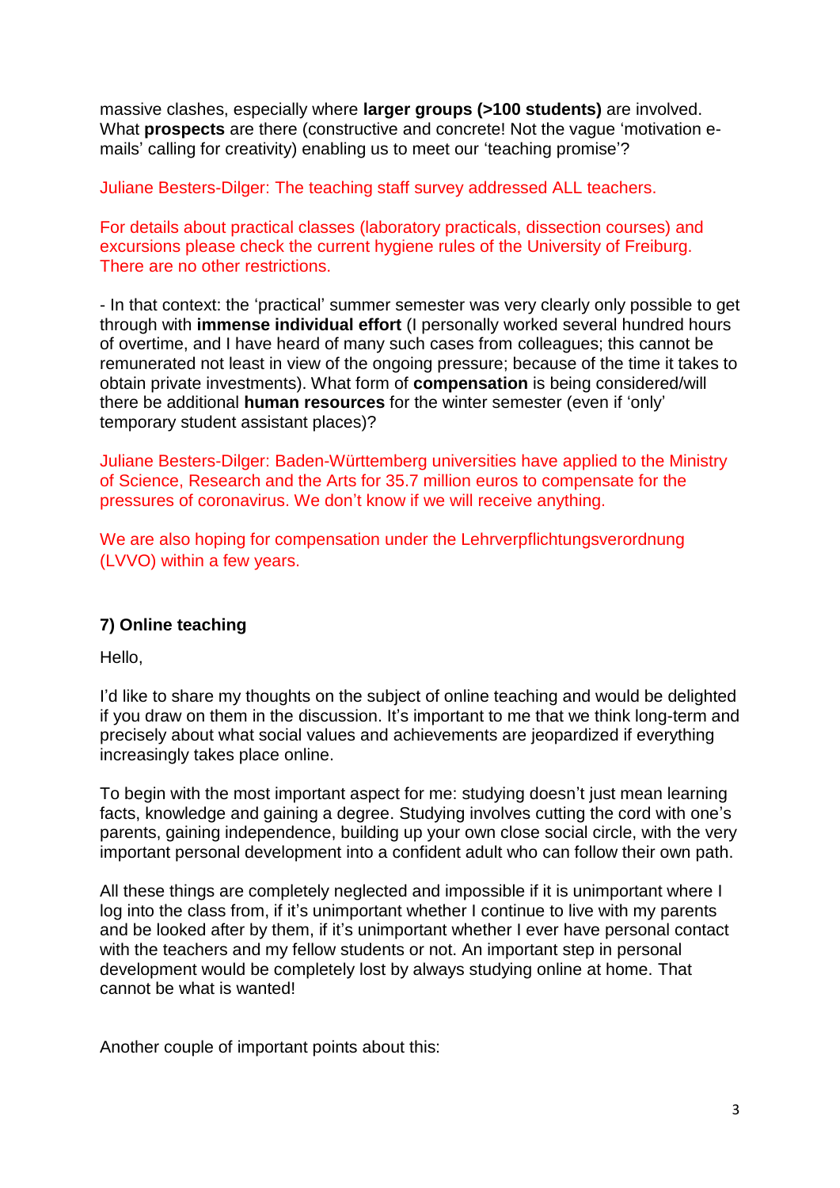massive clashes, especially where **larger groups (>100 students)** are involved. What **prospects** are there (constructive and concrete! Not the vague 'motivation e-mails' calling for creativity) enabling us to meet our 'teaching promise'?

Juliane Besters-Dilger: The teaching staff survey addressed ALL teachers.

For details about practical classes (laboratory practicals, dissection courses) and excursions please check the current hygiene rules of the University of Freiburg. There are no other restrictions.

- In that context: the 'practical' summer semester was very clearly only possible to get through with **immense individual effort** (I personally worked several hundred hours of overtime, and I have heard of many such cases from colleagues; this cannot be remunerated not least in view of the ongoing pressure; because of the time it takes to obtain private investments). What form of **compensation** is being considered/will there be additional **human resources** for the winter semester (even if 'only' temporary student assistant places)?

Juliane Besters-Dilger: Baden-Württemberg universities have applied to the Ministry of Science, Research and the Arts for 35.7 million euros to compensate for the pressures of coronavirus. We don't know if we will receive anything.

We are also hoping for compensation under the Lehrverpflichtungsverordnung (LVVO) within a few years.

### 7) Online teaching

Hello,

I'd like to share my thoughts on the subject of online teaching and would be delighted if you draw on them in the discussion. It's important to me that we think long-term and precisely about what social values and achievements are jeopardized if everything increasingly takes place online.

To begin with the most important aspect for me: studying doesn't just mean learning facts, knowledge and gaining a degree. Studying involves cutting the cord with one's parents, gaining independence, building up your own close social circle, with the very important personal development into a confident adult who can follow their own path.

All these things are completely neglected and impossible if it is unimportant where I log into the class from, if it's unimportant whether I continue to live with my parents and be looked after by them, if it's unimportant whether I ever have personal contact with the teachers and my fellow students or not. An important step in personal development would be completely lost by always studying online at home. That cannot be what is wanted!

Another couple of important points about this: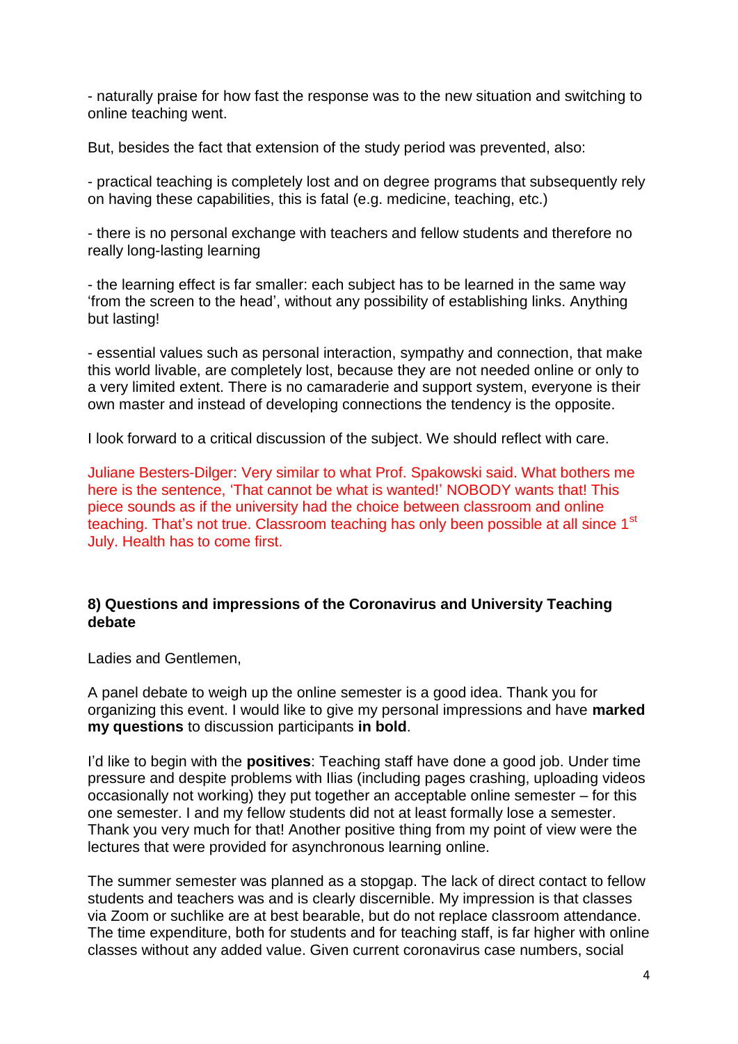- naturally praise for how fast the response was to the new situation and switching to online teaching went.

But, besides the fact that extension of the study period was prevented, also:

- practical teaching is completely lost and on degree programs that subsequently rely on having these capabilities, this is fatal (e.g. medicine, teaching, etc.)

- there is no personal exchange with teachers and fellow students and therefore no really long-lasting learning

- the learning effect is far smaller: each subject has to be learned in the same way 'from the screen to the head', without any possibility of establishing links. Anything but lasting!

- essential values such as personal interaction, sympathy and connection, that make this world livable, are completely lost, because they are not needed online or only to a very limited extent. There is no camaraderie and support system, everyone is their own master and instead of developing connections the tendency is the opposite.

I look forward to a critical discussion of the subject. We should reflect with care.

Juliane Besters-Dilger: Very similar to what Prof. Spakowski said. What bothers me here is the sentence, 'That cannot be what is wanted!' NOBODY wants that! This piece sounds as if the university had the choice between classroom and online teaching. That's not true. Classroom teaching has only been possible at all since 1st July. Health has to come first.

### 8) Questions and impressions of the Coronavirus and University Teaching debate

Ladies and Gentlemen,

A panel debate to weigh up the online semester is a good idea. Thank you for organizing this event. I would like to give my personal impressions and have **marked my questions** to discussion participants **in bold**.

I'd like to begin with the **positives**: Teaching staff have done a good job. Under time pressure and despite problems with Ilias (including pages crashing, uploading videos occasionally not working) they put together an acceptable online semester – for this one semester. I and my fellow students did not at least formally lose a semester. Thank you very much for that! Another positive thing from my point of view were the lectures that were provided for asynchronous learning online.

The summer semester was planned as a stopgap. The lack of direct contact to fellow students and teachers was and is clearly discernible. My impression is that classes via Zoom or suchlike are at best bearable, but do not replace classroom attendance. The time expenditure, both for students and for teaching staff, is far higher with online classes without any added value. Given current coronavirus case numbers, social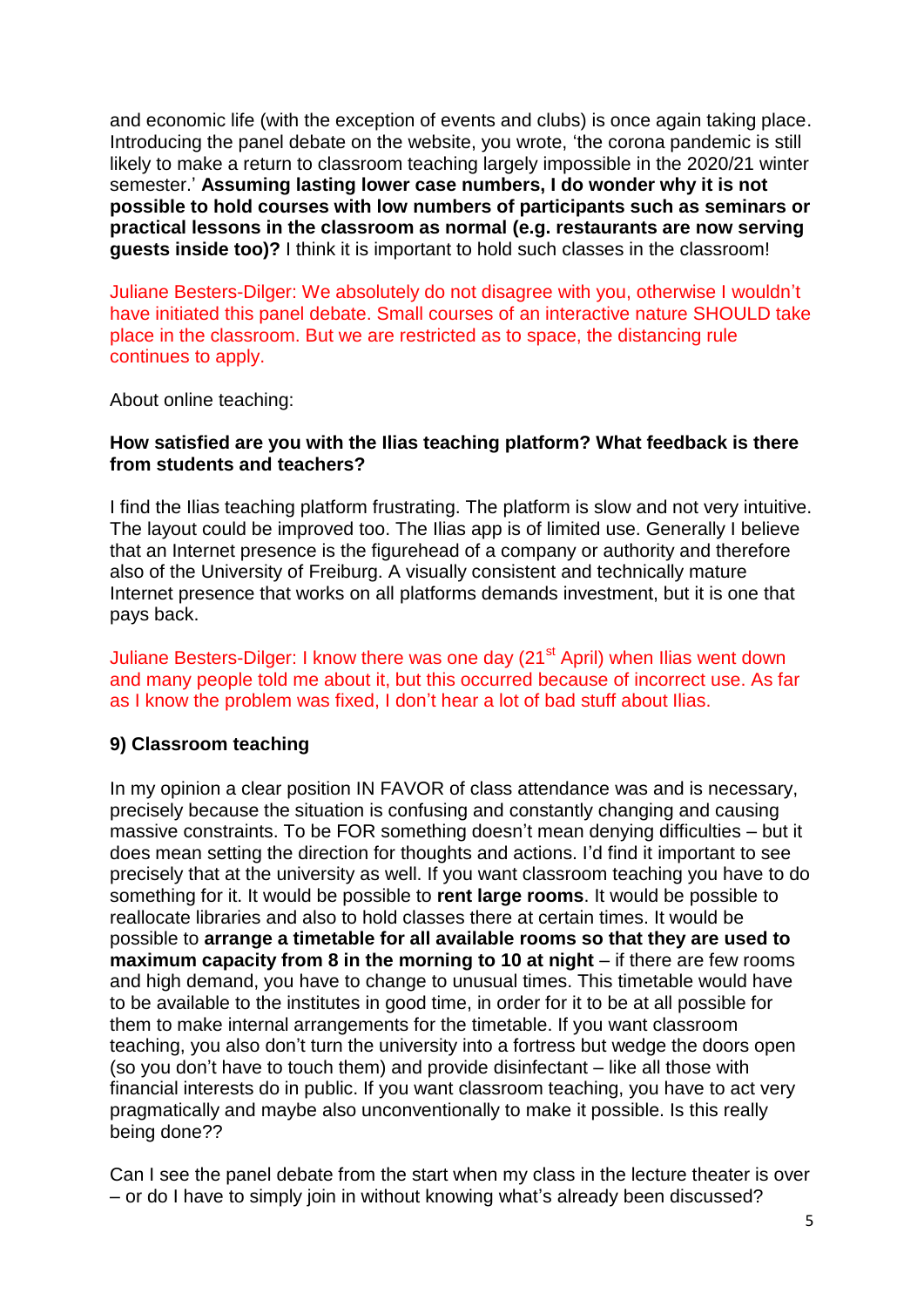and economic life (with the exception of events and clubs) is once again taking place. Introducing the panel debate on the website, you wrote, 'the corona pandemic is still likely to make a return to classroom teaching largely impossible in the 2020/21 winter semester.' **Assuming lasting lower case numbers, I do wonder why it is not possible to hold courses with low numbers of participants such as seminars or practical lessons in the classroom as normal (e.g. restaurants are now serving guests inside too)?** I think it is important to hold such classes in the classroom!

Juliane Besters-Dilger: We absolutely do not disagree with you, otherwise I wouldn't have initiated this panel debate. Small courses of an interactive nature SHOULD take place in the classroom. But we are restricted as to space, the distancing rule continues to apply.

About online teaching:

**How satisfied are you with the Ilias teaching platform? What feedback is there from students and teachers?**

I find the Ilias teaching platform frustrating. The platform is slow and not very intuitive. The layout could be improved too. The Ilias app is of limited use. Generally I believe that an Internet presence is the figurehead of a company or authority and therefore also of the University of Freiburg. A visually consistent and technically mature Internet presence that works on all platforms demands investment, but it is one that pays back.

Juliane Besters-Dilger: I know there was one day (21st April) when Ilias went down and many people told me about it, but this occurred because of incorrect use. As far as I know the problem was fixed, I don't hear a lot of bad stuff about Ilias.

## 9) Classroom teaching

In my opinion a clear position IN FAVOR of class attendance was and is necessary, precisely because the situation is confusing and constantly changing and causing massive constraints. To be FOR something doesn't mean denying difficulties – but it does mean setting the direction for thoughts and actions. I'd find it important to see precisely that at the university as well. If you want classroom teaching you have to do something for it. It would be possible to **rent large rooms**. It would be possible to reallocate libraries and also to hold classes there at certain times. It would be possible to **arrange a timetable for all available rooms so that they are used to maximum capacity from 8 in the morning to 10 at night** – if there are few rooms and high demand, you have to change to unusual times. This timetable would have to be available to the institutes in good time, in order for it to be at all possible for them to make internal arrangements for the timetable. If you want classroom teaching, you also don't turn the university into a fortress but wedge the doors open (so you don't have to touch them) and provide disinfectant – like all those with financial interests do in public. If you want classroom teaching, you have to act very pragmatically and maybe also unconventionally to make it possible. Is this really being done??

Can I see the panel debate from the start when my class in the lecture theater is over – or do I have to simply join in without knowing what's already been discussed?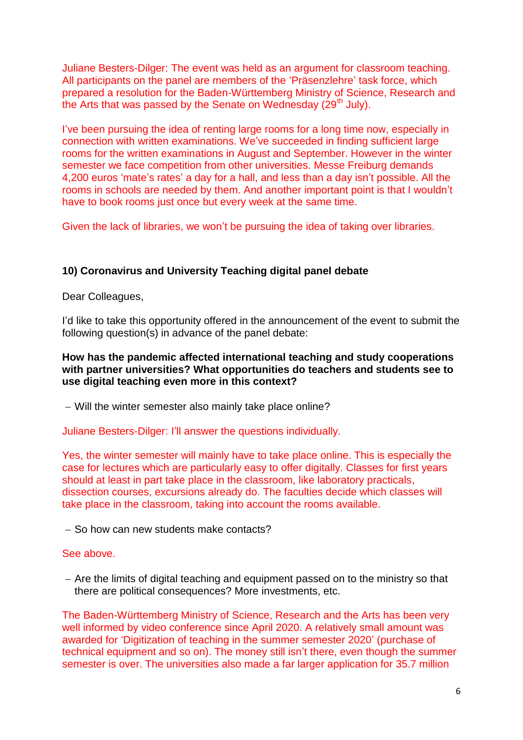Juliane Besters-Dilger: The event was held as an argument for classroom teaching. All participants on the panel are members of the 'Präsenzlehre' task force, which prepared a resolution for the Baden-Württemberg Ministry of Science, Research and the Arts that was passed by the Senate on Wednesday (29th July).

I've been pursuing the idea of renting large rooms for a long time now, especially in connection with written examinations. We've succeeded in finding sufficient large rooms for the written examinations in August and September. However in the winter semester we face competition from other universities. Messe Freiburg demands 4,200 euros 'mate's rates' a day for a hall, and less than a day isn't possible. All the rooms in schools are needed by them. And another important point is that I wouldn't have to book rooms just once but every week at the same time.

Given the lack of libraries, we won't be pursuing the idea of taking over libraries.

#### 10) Coronavirus and University Teaching digital panel debate

Dear Colleagues,

I'd like to take this opportunity offered in the announcement of the event to submit the following question(s) in advance of the panel debate:

**How has the pandemic affected international teaching and study cooperations with partner universities? What opportunities do teachers and students see to use digital teaching even more in this context?**

- Will the winter semester also mainly take place online?

Juliane Besters-Dilger: I'll answer the questions individually.

Yes, the winter semester will mainly have to take place online. This is especially the case for lectures which are particularly easy to offer digitally. Classes for first years should at least in part take place in the classroom, like laboratory practicals, dissection courses, excursions already do. The faculties decide which classes will take place in the classroom, taking into account the rooms available.

- So how can new students make contacts?

See above.

- Are the limits of digital teaching and equipment passed on to the ministry so that there are political consequences? More investments, etc.

The Baden-Württemberg Ministry of Science, Research and the Arts has been very well informed by video conference since April 2020. A relatively small amount was awarded for 'Digitization of teaching in the summer semester 2020' (purchase of technical equipment and so on). The money still isn't there, even though the summer semester is over. The universities also made a far larger application for 35.7 million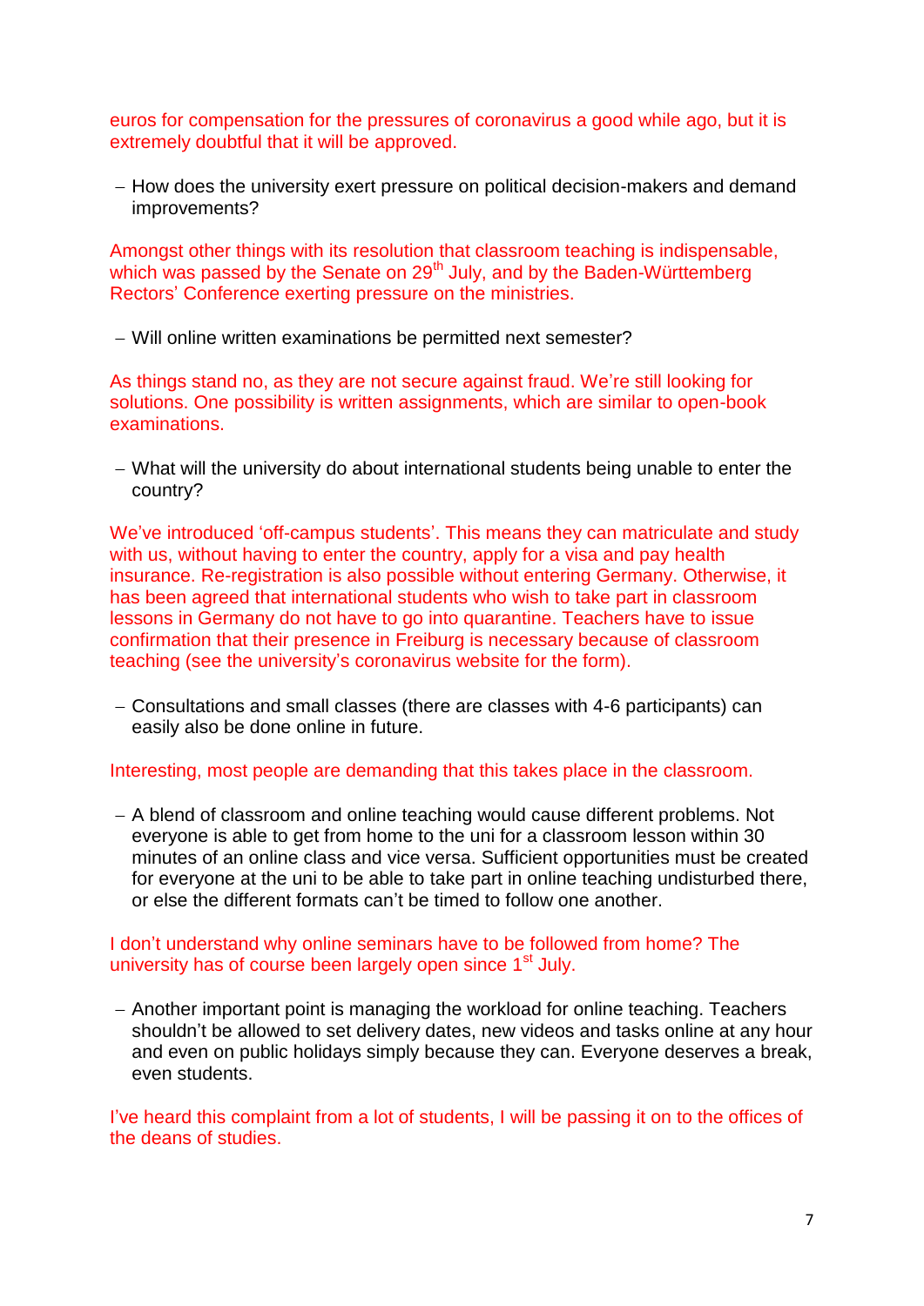euros for compensation for the pressures of coronavirus a good while ago, but it is extremely doubtful that it will be approved.

- How does the university exert pressure on political decision-makers and demand improvements?

Amongst other things with its resolution that classroom teaching is indispensable, which was passed by the Senate on 29th July, and by the Baden-Württemberg Rectors' Conference exerting pressure on the ministries.

- Will online written examinations be permitted next semester?

As things stand no, as they are not secure against fraud. We're still looking for solutions. One possibility is written assignments, which are similar to open-book examinations.

- What will the university do about international students being unable to enter the country?

We've introduced 'off-campus students'. This means they can matriculate and study with us, without having to enter the country, apply for a visa and pay health insurance. Re-registration is also possible without entering Germany. Otherwise, it has been agreed that international students who wish to take part in classroom lessons in Germany do not have to go into quarantine. Teachers have to issue confirmation that their presence in Freiburg is necessary because of classroom teaching (see the university's coronavirus website for the form).

- Consultations and small classes (there are classes with 4-6 participants) can easily also be done online in future.

Interesting, most people are demanding that this takes place in the classroom.

- A blend of classroom and online teaching would cause different problems. Not everyone is able to get from home to the uni for a classroom lesson within 30 minutes of an online class and vice versa. Sufficient opportunities must be created for everyone at the uni to be able to take part in online teaching undisturbed there, or else the different formats can't be timed to follow one another.

I don't understand why online seminars have to be followed from home? The university has of course been largely open since 1st July.

- Another important point is managing the workload for online teaching. Teachers shouldn't be allowed to set delivery dates, new videos and tasks online at any hour and even on public holidays simply because they can. Everyone deserves a break, even students.

I've heard this complaint from a lot of students, I will be passing it on to the offices of the deans of studies.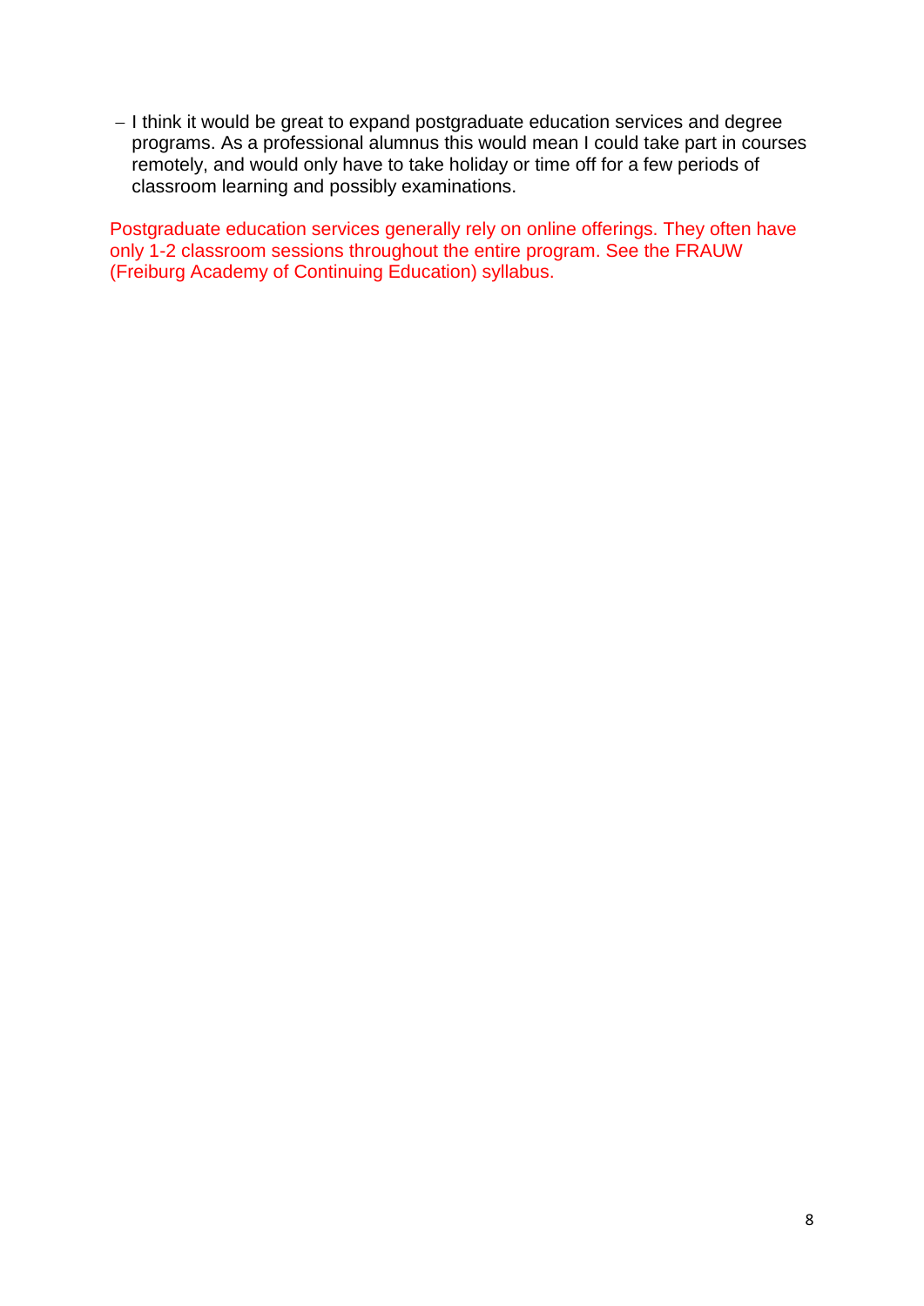- I think it would be great to expand postgraduate education services and degree programs. As a professional alumnus this would mean I could take part in courses remotely, and would only have to take holiday or time off for a few periods of classroom learning and possibly examinations.

Postgraduate education services generally rely on online offerings. They often have only 1-2 classroom sessions throughout the entire program. See the FRAUW (Freiburg Academy of Continuing Education) syllabus.